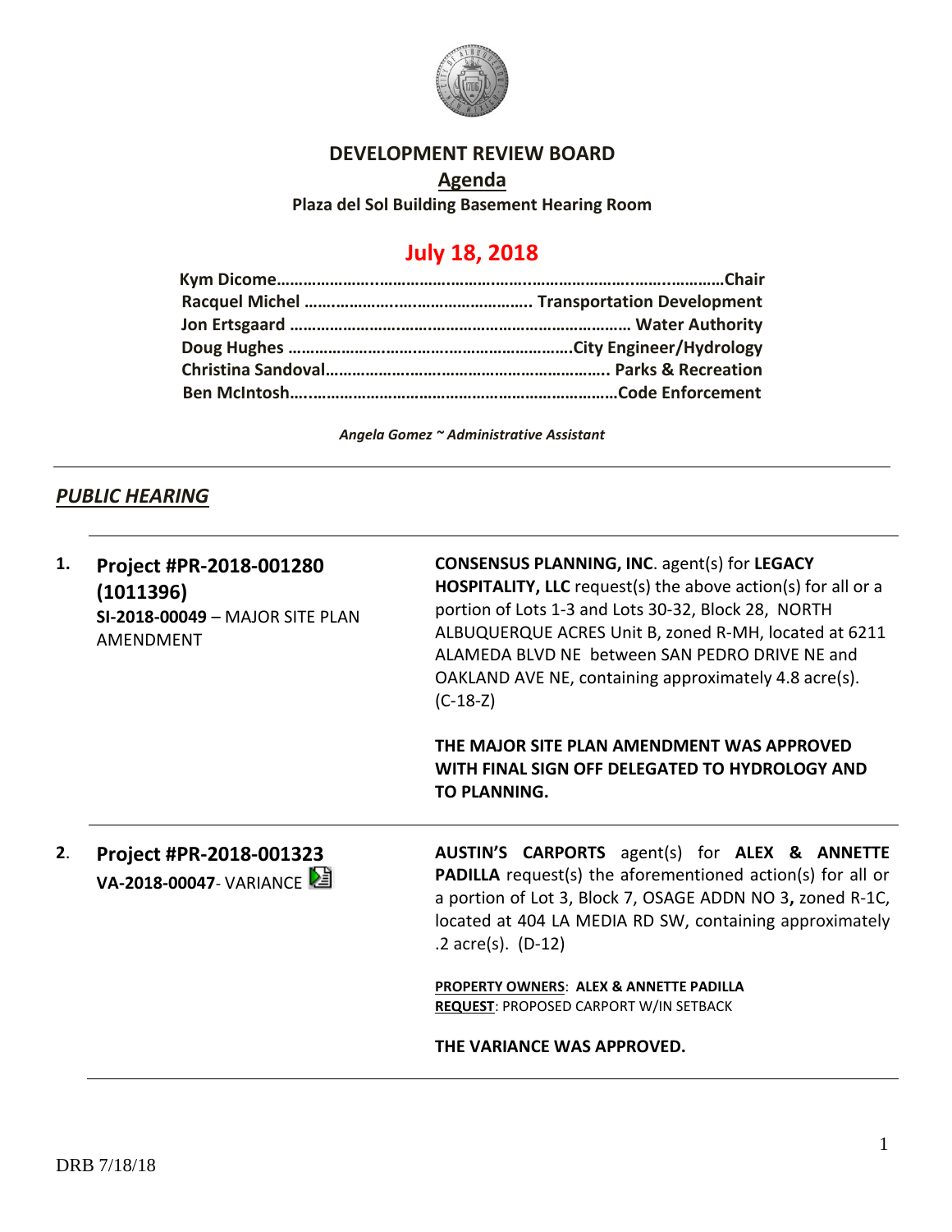# DEVELOPMENT REVIEW BOARD

## Agenda

**Plaza del Sol Building Basement Hearing Room**

## July 18, 2018

**Kym Dicome…………………………………………………………………………Chair**
**Racquel Michel …………………………………………… Transportation Development**
**Jon Ertsgaard …………………………………………………………… Water Authority**
**Doug Hughes ………………………………………………………City Engineer/Hydrology**
**Christina Sandoval……………………………………………………… Parks & Recreation**
**Ben McIntosh…………………………………………………………………Code Enforcement**

*Angela Gomez ~ Administrative Assistant*

---

## ***PUBLIC HEARING***

---

**1. Project #PR-2018-001280 (1011396)**
**SI-2018-00049** – MAJOR SITE PLAN AMENDMENT

**CONSENSUS PLANNING, INC**. agent(s) for **LEGACY HOSPITALITY, LLC** request(s) the above action(s) for all or a portion of Lots 1-3 and Lots 30-32, Block 28, NORTH ALBUQUERQUE ACRES Unit B, zoned R-MH, located at 6211 ALAMEDA BLVD NE between SAN PEDRO DRIVE NE and OAKLAND AVE NE, containing approximately 4.8 acre(s). (C-18-Z)

**THE MAJOR SITE PLAN AMENDMENT WAS APPROVED WITH FINAL SIGN OFF DELEGATED TO HYDROLOGY AND TO PLANNING.**

---

**2. Project #PR-2018-001323**
**VA-2018-00047**- VARIANCE

**AUSTIN'S CARPORTS** agent(s) for **ALEX & ANNETTE PADILLA** request(s) the aforementioned action(s) for all or a portion of Lot 3, Block 7, OSAGE ADDN NO 3**,** zoned R-1C, located at 404 LA MEDIA RD SW, containing approximately .2 acre(s). (D-12)

**PROPERTY OWNERS**: **ALEX & ANNETTE PADILLA**
**REQUEST**: PROPOSED CARPORT W/IN SETBACK

**THE VARIANCE WAS APPROVED.**

---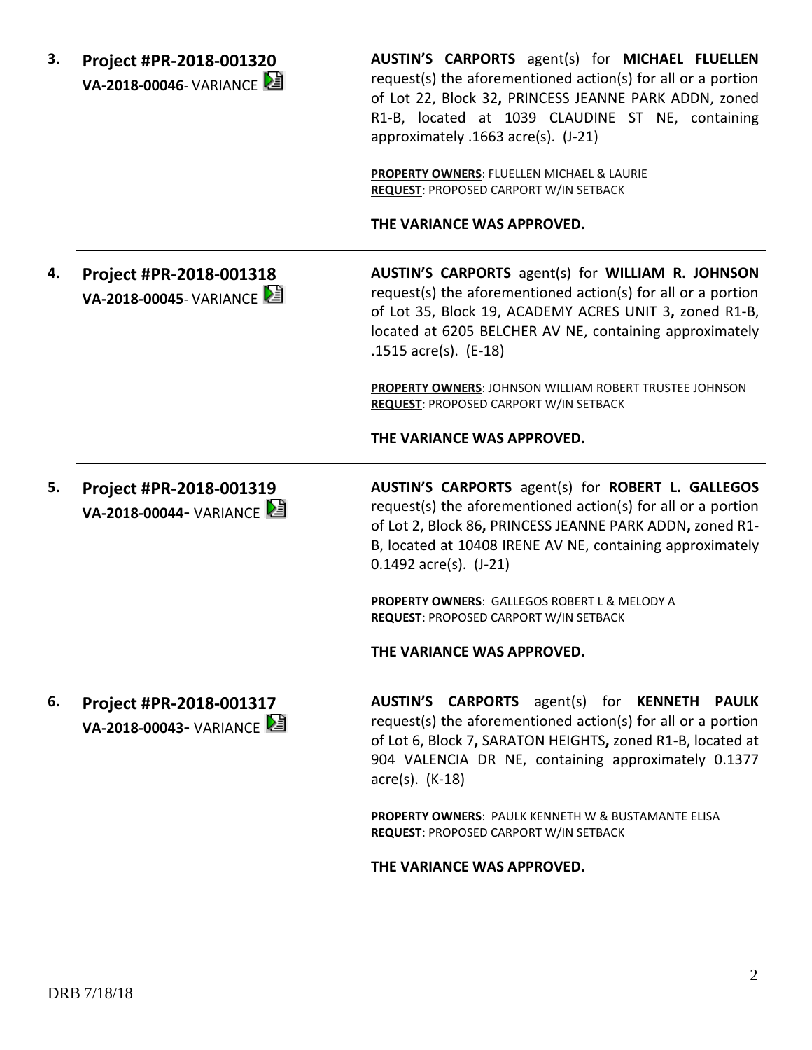3. **Project #PR-2018-001320**
**VA-2018-00046**- VARIANCE

**AUSTIN'S CARPORTS** agent(s) for **MICHAEL FLUELLEN** request(s) the aforementioned action(s) for all or a portion of Lot 22, Block 32**,** PRINCESS JEANNE PARK ADDN, zoned R1-B, located at 1039 CLAUDINE ST NE, containing approximately .1663 acre(s). (J-21)

**PROPERTY OWNERS**: FLUELLEN MICHAEL & LAURIE
**REQUEST**: PROPOSED CARPORT W/IN SETBACK

**THE VARIANCE WAS APPROVED.**

---

4. **Project #PR-2018-001318**
**VA-2018-00045**- VARIANCE

**AUSTIN'S CARPORTS** agent(s) for **WILLIAM R. JOHNSON** request(s) the aforementioned action(s) for all or a portion of Lot 35, Block 19, ACADEMY ACRES UNIT 3**,** zoned R1-B, located at 6205 BELCHER AV NE, containing approximately .1515 acre(s). (E-18)

**PROPERTY OWNERS**: JOHNSON WILLIAM ROBERT TRUSTEE JOHNSON
**REQUEST**: PROPOSED CARPORT W/IN SETBACK

**THE VARIANCE WAS APPROVED.**

---

5. **Project #PR-2018-001319**
**VA-2018-00044-** VARIANCE

**AUSTIN'S CARPORTS** agent(s) for **ROBERT L. GALLEGOS** request(s) the aforementioned action(s) for all or a portion of Lot 2, Block 86**,** PRINCESS JEANNE PARK ADDN**,** zoned R1-B, located at 10408 IRENE AV NE, containing approximately 0.1492 acre(s). (J-21)

**PROPERTY OWNERS**: GALLEGOS ROBERT L & MELODY A
**REQUEST**: PROPOSED CARPORT W/IN SETBACK

**THE VARIANCE WAS APPROVED.**

---

6. **Project #PR-2018-001317**
**VA-2018-00043-** VARIANCE

**AUSTIN'S CARPORTS** agent(s) for **KENNETH PAULK** request(s) the aforementioned action(s) for all or a portion of Lot 6, Block 7**,** SARATON HEIGHTS**,** zoned R1-B, located at 904 VALENCIA DR NE, containing approximately 0.1377 acre(s). (K-18)

**PROPERTY OWNERS**: PAULK KENNETH W & BUSTAMANTE ELISA
**REQUEST**: PROPOSED CARPORT W/IN SETBACK

**THE VARIANCE WAS APPROVED.**

---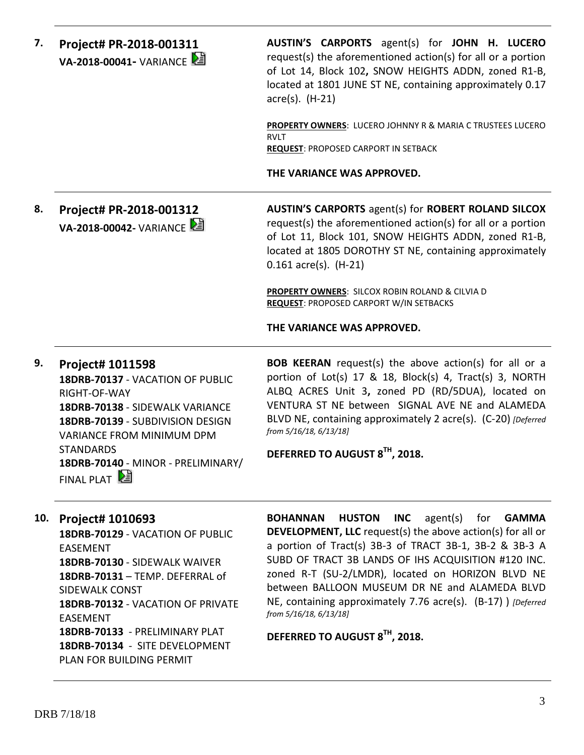**7. Project# PR-2018-001311**
**VA-2018-00041-** VARIANCE

**AUSTIN'S CARPORTS** agent(s) for **JOHN H. LUCERO** request(s) the aforementioned action(s) for all or a portion of Lot 14, Block 102**,** SNOW HEIGHTS ADDN, zoned R1-B, located at 1801 JUNE ST NE, containing approximately 0.17 acre(s). (H-21)

**PROPERTY OWNERS**: LUCERO JOHNNY R & MARIA C TRUSTEES LUCERO RVLT
**REQUEST**: PROPOSED CARPORT IN SETBACK

**THE VARIANCE WAS APPROVED.**

---

**8. Project# PR-2018-001312**
**VA-2018-00042-** VARIANCE

**AUSTIN'S CARPORTS** agent(s) for **ROBERT ROLAND SILCOX** request(s) the aforementioned action(s) for all or a portion of Lot 11, Block 101, SNOW HEIGHTS ADDN, zoned R1-B, located at 1805 DOROTHY ST NE, containing approximately 0.161 acre(s). (H-21)

**PROPERTY OWNERS**: SILCOX ROBIN ROLAND & CILVIA D
**REQUEST**: PROPOSED CARPORT W/IN SETBACKS

**THE VARIANCE WAS APPROVED.**

---

**9. Project# 1011598**
**18DRB-70137** - VACATION OF PUBLIC RIGHT-OF-WAY
**18DRB-70138** - SIDEWALK VARIANCE
**18DRB-70139** - SUBDIVISION DESIGN VARIANCE FROM MINIMUM DPM STANDARDS
**18DRB-70140** - MINOR - PRELIMINARY/ FINAL PLAT

**BOB KEERAN** request(s) the above action(s) for all or a portion of Lot(s) 17 & 18, Block(s) 4, Tract(s) 3, NORTH ALBQ ACRES Unit 3**,** zoned PD (RD/5DUA), located on VENTURA ST NE between SIGNAL AVE NE and ALAMEDA BLVD NE, containing approximately 2 acre(s). (C-20) *[Deferred from 5/16/18, 6/13/18]*

**DEFERRED TO AUGUST 8TH, 2018.**

---

**10. Project# 1010693**
**18DRB-70129** - VACATION OF PUBLIC EASEMENT
**18DRB-70130** - SIDEWALK WAIVER
**18DRB-70131** – TEMP. DEFERRAL of SIDEWALK CONST
**18DRB-70132** - VACATION OF PRIVATE EASEMENT
**18DRB-70133** - PRELIMINARY PLAT
**18DRB-70134** - SITE DEVELOPMENT PLAN FOR BUILDING PERMIT

**BOHANNAN HUSTON INC** agent(s) for **GAMMA DEVELOPMENT, LLC** request(s) the above action(s) for all or a portion of Tract(s) 3B-3 of TRACT 3B-1, 3B-2 & 3B-3 A SUBD OF TRACT 3B LANDS OF IHS ACQUISITION #120 INC. zoned R-T (SU-2/LMDR), located on HORIZON BLVD NE between BALLOON MUSEUM DR NE and ALAMEDA BLVD NE, containing approximately 7.76 acre(s). (B-17) ) *[Deferred from 5/16/18, 6/13/18]*

**DEFERRED TO AUGUST 8TH, 2018.**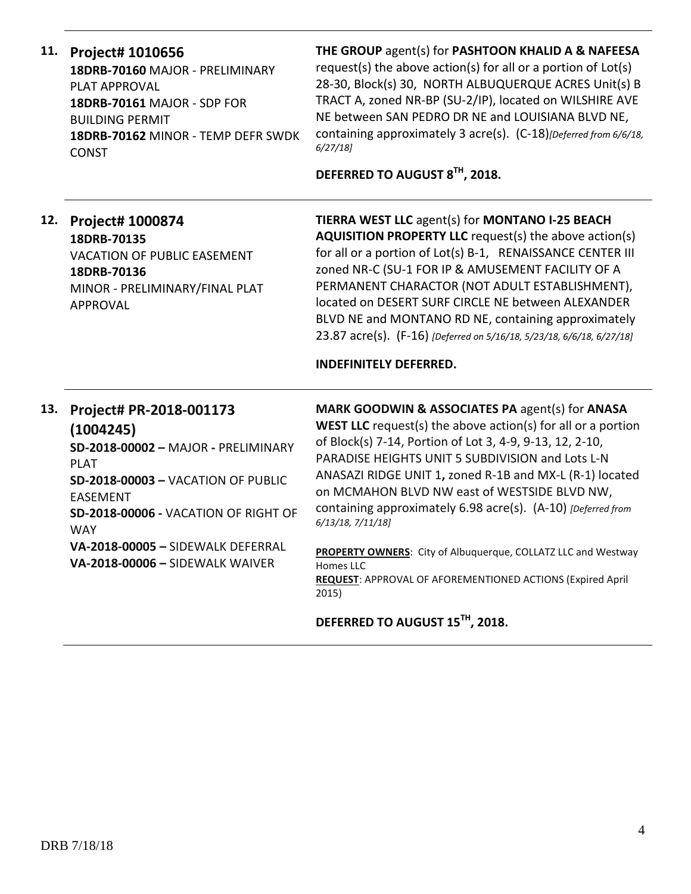**11. Project# 1010656**
**18DRB-70160** MAJOR - PRELIMINARY PLAT APPROVAL
**18DRB-70161** MAJOR - SDP FOR BUILDING PERMIT
**18DRB-70162** MINOR - TEMP DEFR SWDK CONST

**THE GROUP** agent(s) for **PASHTOON KHALID A & NAFEESA** request(s) the above action(s) for all or a portion of Lot(s) 28-30, Block(s) 30, NORTH ALBUQUERQUE ACRES Unit(s) B TRACT A, zoned NR-BP (SU-2/IP), located on WILSHIRE AVE NE between SAN PEDRO DR NE and LOUISIANA BLVD NE, containing approximately 3 acre(s). (C-18)*[Deferred from 6/6/18, 6/27/18]*

**DEFERRED TO AUGUST 8TH, 2018.**

---

**12. Project# 1000874**
**18DRB-70135**
VACATION OF PUBLIC EASEMENT
**18DRB-70136**
MINOR - PRELIMINARY/FINAL PLAT APPROVAL

**TIERRA WEST LLC** agent(s) for **MONTANO I-25 BEACH AQUISITION PROPERTY LLC** request(s) the above action(s) for all or a portion of Lot(s) B-1, RENAISSANCE CENTER III zoned NR-C (SU-1 FOR IP & AMUSEMENT FACILITY OF A PERMANENT CHARACTOR (NOT ADULT ESTABLISHMENT), located on DESERT SURF CIRCLE NE between ALEXANDER BLVD NE and MONTANO RD NE, containing approximately 23.87 acre(s). (F-16) *[Deferred on 5/16/18, 5/23/18, 6/6/18, 6/27/18]*

**INDEFINITELY DEFERRED.**

---

**13. Project# PR-2018-001173 (1004245)**
**SD-2018-00002 –** MAJOR **-** PRELIMINARY PLAT
**SD-2018-00003 –** VACATION OF PUBLIC EASEMENT
**SD-2018-00006 -** VACATION OF RIGHT OF WAY
**VA-2018-00005 –** SIDEWALK DEFERRAL
**VA-2018-00006 –** SIDEWALK WAIVER

**MARK GOODWIN & ASSOCIATES PA** agent(s) for **ANASA WEST LLC** request(s) the above action(s) for all or a portion of Block(s) 7-14, Portion of Lot 3, 4-9, 9-13, 12, 2-10, PARADISE HEIGHTS UNIT 5 SUBDIVISION and Lots L-N ANASAZI RIDGE UNIT 1**,** zoned R-1B and MX-L (R-1) located on MCMAHON BLVD NW east of WESTSIDE BLVD NW, containing approximately 6.98 acre(s). (A-10) *[Deferred from 6/13/18, 7/11/18]*

**PROPERTY OWNERS**: City of Albuquerque, COLLATZ LLC and Westway Homes LLC
**REQUEST**: APPROVAL OF AFOREMENTIONED ACTIONS (Expired April 2015)

**DEFERRED TO AUGUST 15TH, 2018.**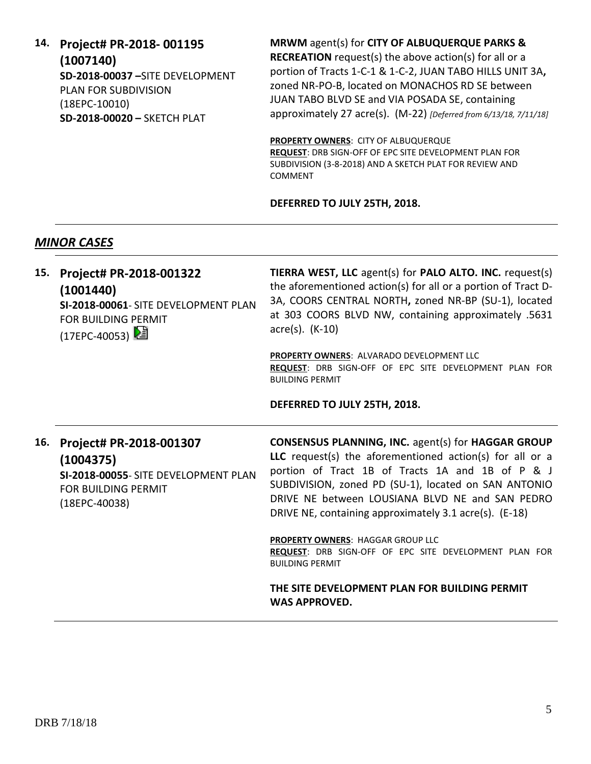**14. Project# PR-2018- 001195 (1007140)**
**SD-2018-00037 –**SITE DEVELOPMENT PLAN FOR SUBDIVISION (18EPC-10010)
**SD-2018-00020 –** SKETCH PLAT

**MRWM** agent(s) for **CITY OF ALBUQUERQUE PARKS & RECREATION** request(s) the above action(s) for all or a portion of Tracts 1-C-1 & 1-C-2, JUAN TABO HILLS UNIT 3A**,** zoned NR-PO-B, located on MONACHOS RD SE between JUAN TABO BLVD SE and VIA POSADA SE, containing approximately 27 acre(s). (M-22) *[Deferred from 6/13/18, 7/11/18]*

**PROPERTY OWNERS**: CITY OF ALBUQUERQUE
**REQUEST**: DRB SIGN-OFF OF EPC SITE DEVELOPMENT PLAN FOR SUBDIVISION (3-8-2018) AND A SKETCH PLAT FOR REVIEW AND COMMENT

**DEFERRED TO JULY 25TH, 2018.**

---

## *MINOR CASES*

---

**15. Project# PR-2018-001322 (1001440)**
**SI-2018-00061**- SITE DEVELOPMENT PLAN FOR BUILDING PERMIT (17EPC-40053)

**TIERRA WEST, LLC** agent(s) for **PALO ALTO. INC.** request(s) the aforementioned action(s) for all or a portion of Tract D-3A, COORS CENTRAL NORTH**,** zoned NR-BP (SU-1), located at 303 COORS BLVD NW, containing approximately .5631 acre(s). (K-10)

**PROPERTY OWNERS**: ALVARADO DEVELOPMENT LLC
**REQUEST**: DRB SIGN-OFF OF EPC SITE DEVELOPMENT PLAN FOR BUILDING PERMIT

**DEFERRED TO JULY 25TH, 2018.**

---

**16. Project# PR-2018-001307 (1004375)**
**SI-2018-00055**- SITE DEVELOPMENT PLAN FOR BUILDING PERMIT (18EPC-40038)

**CONSENSUS PLANNING, INC.** agent(s) for **HAGGAR GROUP LLC** request(s) the aforementioned action(s) for all or a portion of Tract 1B of Tracts 1A and 1B of P & J SUBDIVISION, zoned PD (SU-1), located on SAN ANTONIO DRIVE NE between LOUSIANA BLVD NE and SAN PEDRO DRIVE NE, containing approximately 3.1 acre(s). (E-18)

**PROPERTY OWNERS**: HAGGAR GROUP LLC
**REQUEST**: DRB SIGN-OFF OF EPC SITE DEVELOPMENT PLAN FOR BUILDING PERMIT

**THE SITE DEVELOPMENT PLAN FOR BUILDING PERMIT WAS APPROVED.**

---

DRB 7/18/18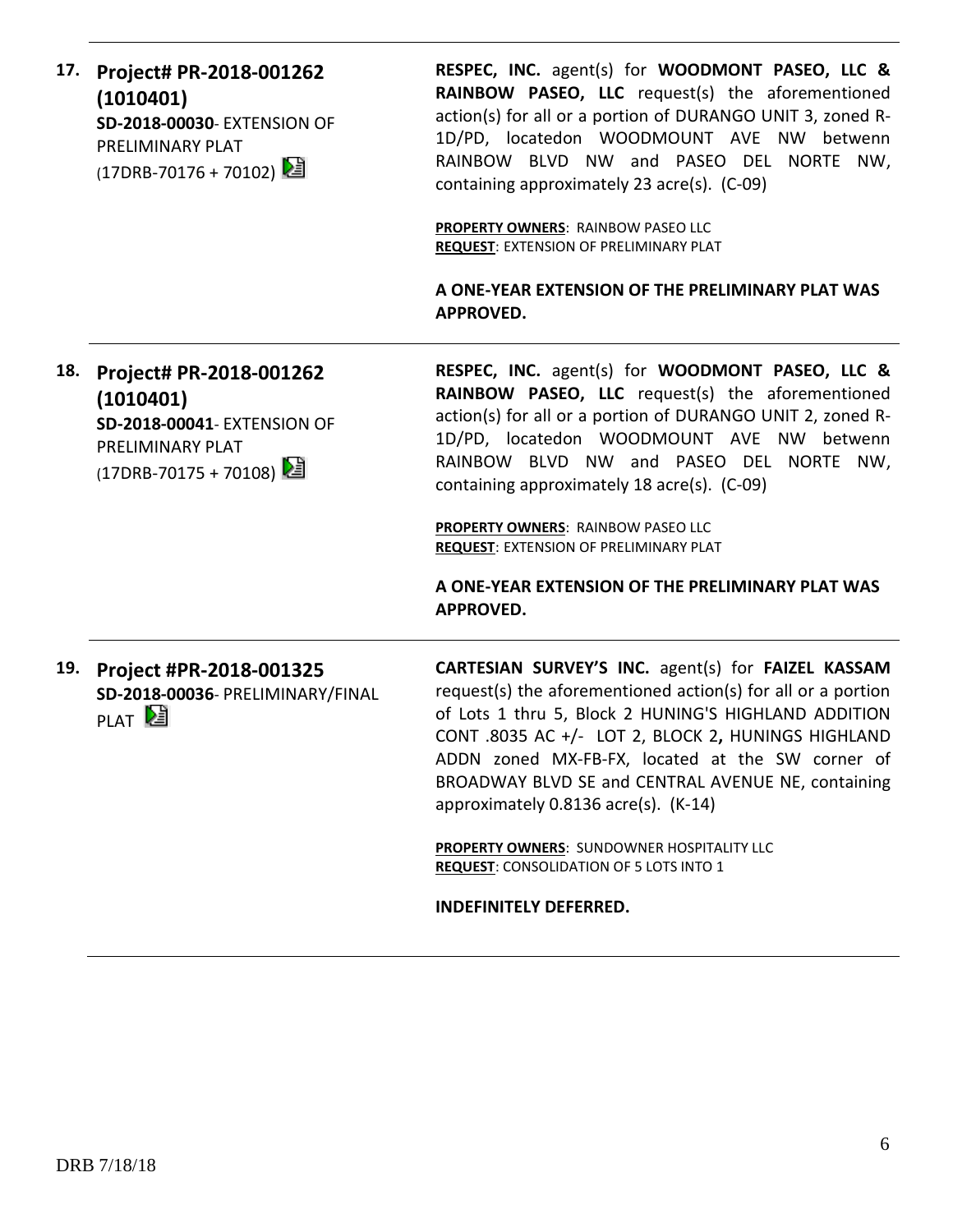**17. Project# PR-2018-001262 (1010401)**
**SD-2018-00030**- EXTENSION OF PRELIMINARY PLAT (17DRB-70176 + 70102)

**RESPEC, INC.** agent(s) for **WOODMONT PASEO, LLC & RAINBOW PASEO, LLC** request(s) the aforementioned action(s) for all or a portion of DURANGO UNIT 3, zoned R-1D/PD, locatedon WOODMOUNT AVE NW betwenn RAINBOW BLVD NW and PASEO DEL NORTE NW, containing approximately 23 acre(s). (C-09)

**PROPERTY OWNERS**: RAINBOW PASEO LLC
**REQUEST**: EXTENSION OF PRELIMINARY PLAT

**A ONE-YEAR EXTENSION OF THE PRELIMINARY PLAT WAS APPROVED.**

---

**18. Project# PR-2018-001262 (1010401)**
**SD-2018-00041**- EXTENSION OF PRELIMINARY PLAT (17DRB-70175 + 70108)

**RESPEC, INC.** agent(s) for **WOODMONT PASEO, LLC & RAINBOW PASEO, LLC** request(s) the aforementioned action(s) for all or a portion of DURANGO UNIT 2, zoned R-1D/PD, locatedon WOODMOUNT AVE NW betwenn RAINBOW BLVD NW and PASEO DEL NORTE NW, containing approximately 18 acre(s). (C-09)

**PROPERTY OWNERS**: RAINBOW PASEO LLC
**REQUEST**: EXTENSION OF PRELIMINARY PLAT

**A ONE-YEAR EXTENSION OF THE PRELIMINARY PLAT WAS APPROVED.**

---

**19. Project #PR-2018-001325**
**SD-2018-00036**- PRELIMINARY/FINAL PLAT

**CARTESIAN SURVEY'S INC.** agent(s) for **FAIZEL KASSAM** request(s) the aforementioned action(s) for all or a portion of Lots 1 thru 5, Block 2 HUNING'S HIGHLAND ADDITION CONT .8035 AC +/- LOT 2, BLOCK 2**,** HUNINGS HIGHLAND ADDN zoned MX-FB-FX, located at the SW corner of BROADWAY BLVD SE and CENTRAL AVENUE NE, containing approximately 0.8136 acre(s). (K-14)

**PROPERTY OWNERS**: SUNDOWNER HOSPITALITY LLC
**REQUEST**: CONSOLIDATION OF 5 LOTS INTO 1

**INDEFINITELY DEFERRED.**

DRB 7/18/18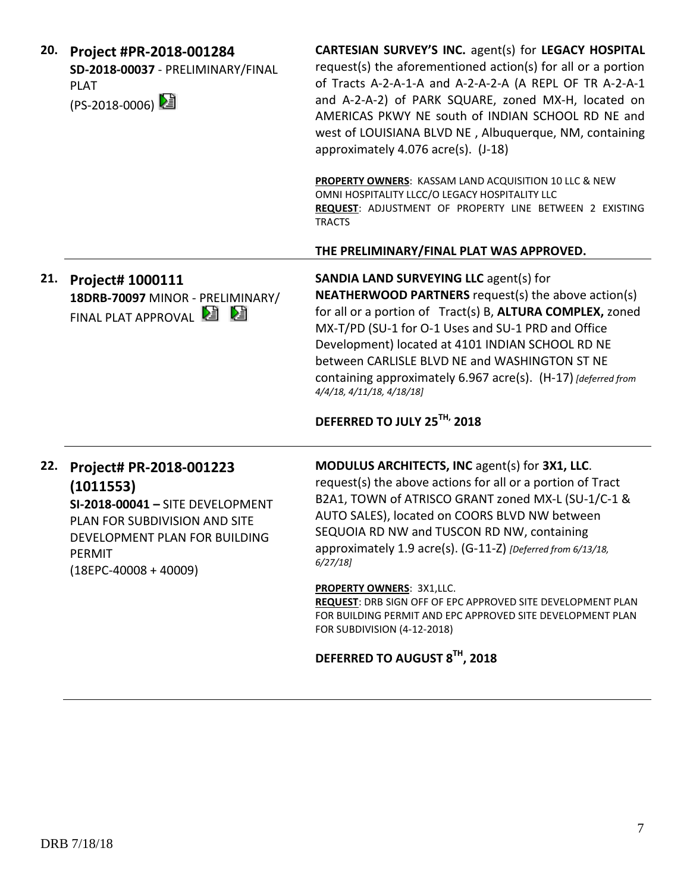**20. Project #PR-2018-001284**
**SD-2018-00037** - PRELIMINARY/FINAL PLAT
(PS-2018-0006)

**CARTESIAN SURVEY'S INC.** agent(s) for **LEGACY HOSPITAL** request(s) the aforementioned action(s) for all or a portion of Tracts A-2-A-1-A and A-2-A-2-A (A REPL OF TR A-2-A-1 and A-2-A-2) of PARK SQUARE, zoned MX-H, located on AMERICAS PKWY NE south of INDIAN SCHOOL RD NE and west of LOUISIANA BLVD NE , Albuquerque, NM, containing approximately 4.076 acre(s). (J-18)

**PROPERTY OWNERS**: KASSAM LAND ACQUISITION 10 LLC & NEW OMNI HOSPITALITY LLCC/O LEGACY HOSPITALITY LLC
**REQUEST**: ADJUSTMENT OF PROPERTY LINE BETWEEN 2 EXISTING TRACTS

**THE PRELIMINARY/FINAL PLAT WAS APPROVED.**

---

**21. Project# 1000111**
**18DRB-70097** MINOR - PRELIMINARY/ FINAL PLAT APPROVAL

**SANDIA LAND SURVEYING LLC** agent(s) for **NEATHERWOOD PARTNERS** request(s) the above action(s) for all or a portion of Tract(s) B, **ALTURA COMPLEX,** zoned MX-T/PD (SU-1 for O-1 Uses and SU-1 PRD and Office Development) located at 4101 INDIAN SCHOOL RD NE between CARLISLE BLVD NE and WASHINGTON ST NE containing approximately 6.967 acre(s). (H-17) *[deferred from 4/4/18, 4/11/18, 4/18/18]*

**DEFERRED TO JULY 25TH, 2018**

---

**22. Project# PR-2018-001223 (1011553)**
**SI-2018-00041 –** SITE DEVELOPMENT PLAN FOR SUBDIVISION AND SITE DEVELOPMENT PLAN FOR BUILDING PERMIT
(18EPC-40008 + 40009)

**MODULUS ARCHITECTS, INC** agent(s) for **3X1, LLC**. request(s) the above actions for all or a portion of Tract B2A1, TOWN of ATRISCO GRANT zoned MX-L (SU-1/C-1 & AUTO SALES), located on COORS BLVD NW between SEQUOIA RD NW and TUSCON RD NW, containing approximately 1.9 acre(s). (G-11-Z) *[Deferred from 6/13/18, 6/27/18]*

**PROPERTY OWNERS**: 3X1,LLC.
**REQUEST**: DRB SIGN OFF OF EPC APPROVED SITE DEVELOPMENT PLAN FOR BUILDING PERMIT AND EPC APPROVED SITE DEVELOPMENT PLAN FOR SUBDIVISION (4-12-2018)

**DEFERRED TO AUGUST 8TH, 2018**

---

DRB 7/18/18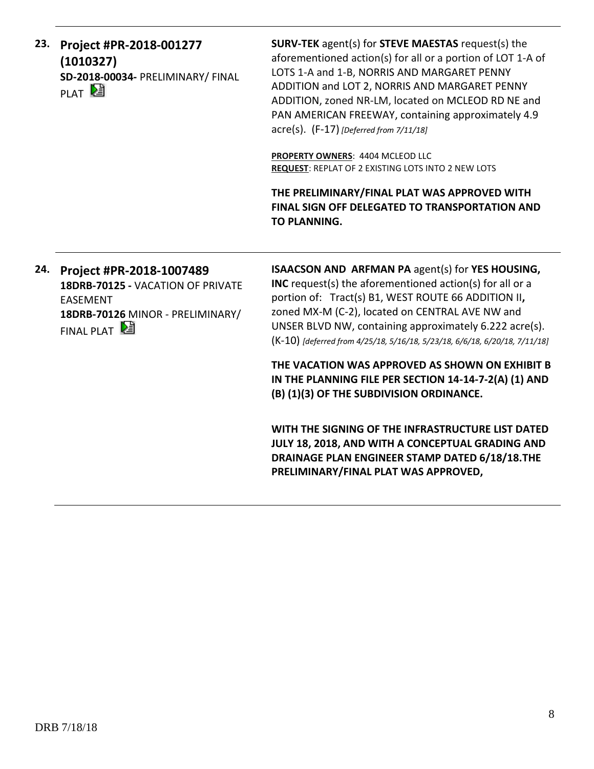**23. Project #PR-2018-001277 (1010327)**
**SD-2018-00034-** PRELIMINARY/ FINAL PLAT

**SURV-TEK** agent(s) for **STEVE MAESTAS** request(s) the aforementioned action(s) for all or a portion of LOT 1-A of LOTS 1-A and 1-B, NORRIS AND MARGARET PENNY ADDITION and LOT 2, NORRIS AND MARGARET PENNY ADDITION, zoned NR-LM, located on MCLEOD RD NE and PAN AMERICAN FREEWAY, containing approximately 4.9 acre(s). (F-17) *[Deferred from 7/11/18]*

**PROPERTY OWNERS**: 4404 MCLEOD LLC
**REQUEST**: REPLAT OF 2 EXISTING LOTS INTO 2 NEW LOTS

**THE PRELIMINARY/FINAL PLAT WAS APPROVED WITH FINAL SIGN OFF DELEGATED TO TRANSPORTATION AND TO PLANNING.**

---

**24. Project #PR-2018-1007489**
**18DRB-70125 -** VACATION OF PRIVATE EASEMENT
**18DRB-70126** MINOR - PRELIMINARY/ FINAL PLAT

**ISAACSON AND ARFMAN PA** agent(s) for **YES HOUSING, INC** request(s) the aforementioned action(s) for all or a portion of: Tract(s) B1, WEST ROUTE 66 ADDITION II**,** zoned MX-M (C-2), located on CENTRAL AVE NW and UNSER BLVD NW, containing approximately 6.222 acre(s). (K-10) *[deferred from 4/25/18, 5/16/18, 5/23/18, 6/6/18, 6/20/18, 7/11/18]*

**THE VACATION WAS APPROVED AS SHOWN ON EXHIBIT B IN THE PLANNING FILE PER SECTION 14-14-7-2(A) (1) AND (B) (1)(3) OF THE SUBDIVISION ORDINANCE.**

**WITH THE SIGNING OF THE INFRASTRUCTURE LIST DATED JULY 18, 2018, AND WITH A CONCEPTUAL GRADING AND DRAINAGE PLAN ENGINEER STAMP DATED 6/18/18.THE PRELIMINARY/FINAL PLAT WAS APPROVED,**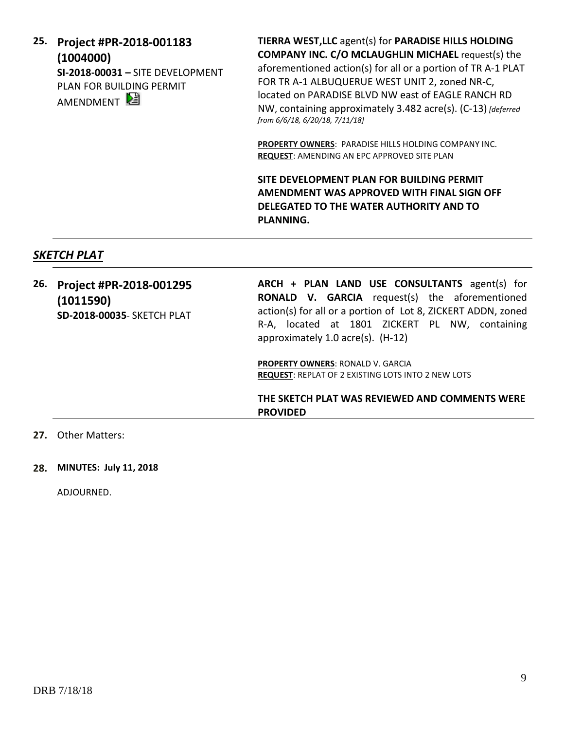**25. Project #PR-2018-001183 (1004000)**
**SI-2018-00031 –** SITE DEVELOPMENT PLAN FOR BUILDING PERMIT AMENDMENT

**TIERRA WEST,LLC** agent(s) for **PARADISE HILLS HOLDING COMPANY INC. C/O MCLAUGHLIN MICHAEL** request(s) the aforementioned action(s) for all or a portion of TR A-1 PLAT FOR TR A-1 ALBUQUERUE WEST UNIT 2, zoned NR-C, located on PARADISE BLVD NW east of EAGLE RANCH RD NW, containing approximately 3.482 acre(s). (C-13) *[deferred from 6/6/18, 6/20/18, 7/11/18]*

**PROPERTY OWNERS**: PARADISE HILLS HOLDING COMPANY INC.
**REQUEST**: AMENDING AN EPC APPROVED SITE PLAN

**SITE DEVELOPMENT PLAN FOR BUILDING PERMIT AMENDMENT WAS APPROVED WITH FINAL SIGN OFF DELEGATED TO THE WATER AUTHORITY AND TO PLANNING.**

---

## *SKETCH PLAT*

**26. Project #PR-2018-001295 (1011590)**
**SD-2018-00035**- SKETCH PLAT

**ARCH + PLAN LAND USE CONSULTANTS** agent(s) for **RONALD V. GARCIA** request(s) the aforementioned action(s) for all or a portion of Lot 8, ZICKERT ADDN, zoned R-A, located at 1801 ZICKERT PL NW, containing approximately 1.0 acre(s). (H-12)

**PROPERTY OWNERS**: RONALD V. GARCIA
**REQUEST**: REPLAT OF 2 EXISTING LOTS INTO 2 NEW LOTS

**THE SKETCH PLAT WAS REVIEWED AND COMMENTS WERE PROVIDED**

---

**27.** Other Matters:

**28. MINUTES: July 11, 2018**

ADJOURNED.

DRB 7/18/18